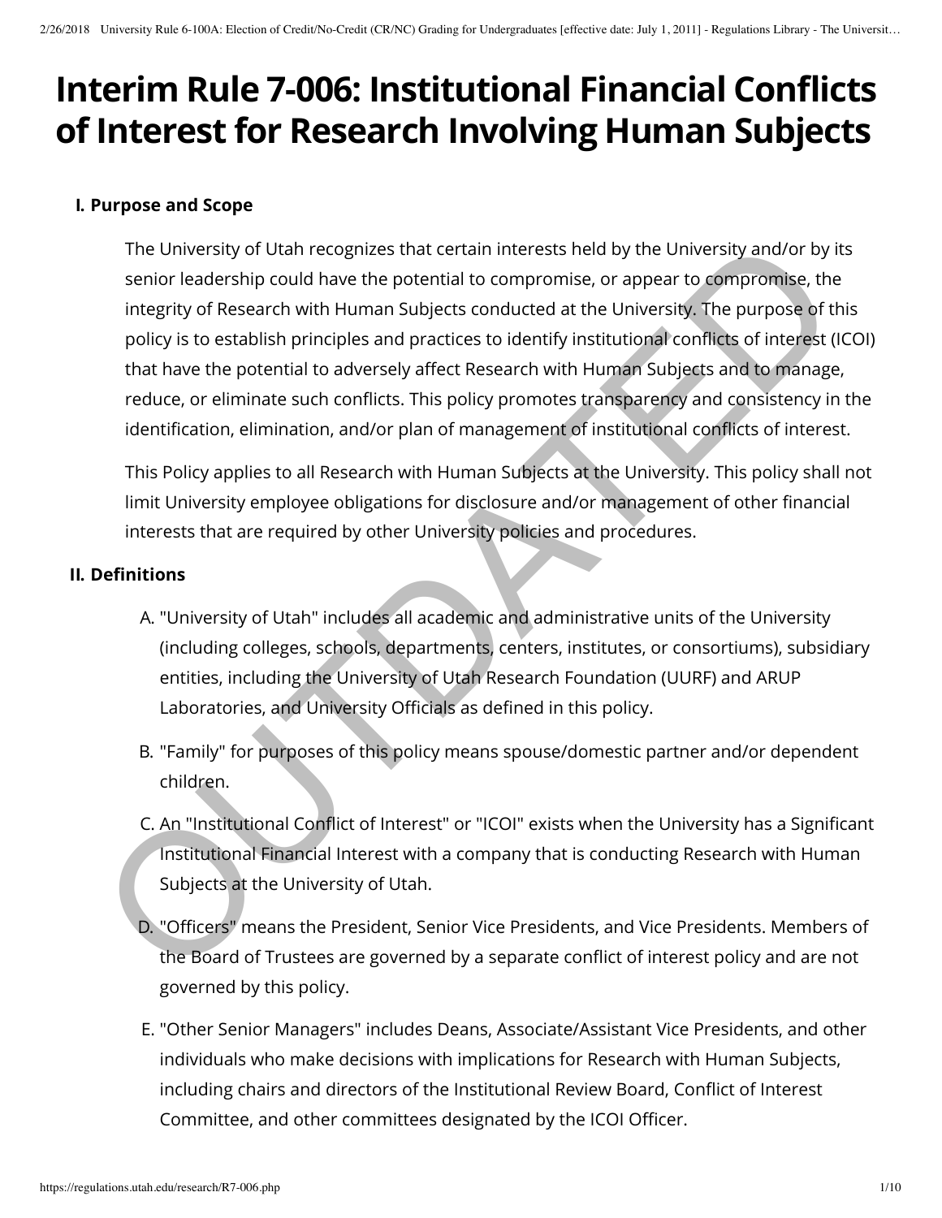# Interim Rule 7-006: Institutional Financial Conflicts of Interest for Research Involving Human Subjects

## I. Purpose and Scope

The University of Utah recognizes that certain interests held by the University and/or by its senior leadership could have the potential to compromise, or appear to compromise, the integrity of Research with Human Subjects conducted at the University. The purpose of this policy is to establish principles and practices to identify institutional conflicts of interest (ICOI) that have the potential to adversely affect Research with Human Subjects and to manage, reduce, or eliminate such conflicts. This policy promotes transparency and consistency in the identification, elimination, and/or plan of management of institutional conflicts of interest.

This Policy applies to all Research with Human Subjects at the University. This policy shall not limit University employee obligations for disclosure and/or management of other financial interests that are required by other University policies and procedures.

## II. Definitions

A. "University of Utah" includes all academic and administrative units of the University (including colleges, schools, departments, centers, institutes, or consortiums), subsidiary entities, including the University of Utah Research Foundation (UURF) and ARUP Laboratories, and University Officials as defined in this policy.

B. "Family" for purposes of this policy means spouse/domestic partner and/or dependent children.

C. An "Institutional Conflict of Interest" or "ICOI" exists when the University has a Significant Institutional Financial Interest with a company that is conducting Research with Human Subjects at the University of Utah.

D. "Officers" means the President, Senior Vice Presidents, and Vice Presidents. Members of the Board of Trustees are governed by a separate conflict of interest policy and are not governed by this policy.

E. "Other Senior Managers" includes Deans, Associate/Assistant Vice Presidents, and other individuals who make decisions with implications for Research with Human Subjects, including chairs and directors of the Institutional Review Board, Conflict of Interest Committee, and other committees designated by the ICOI Officer.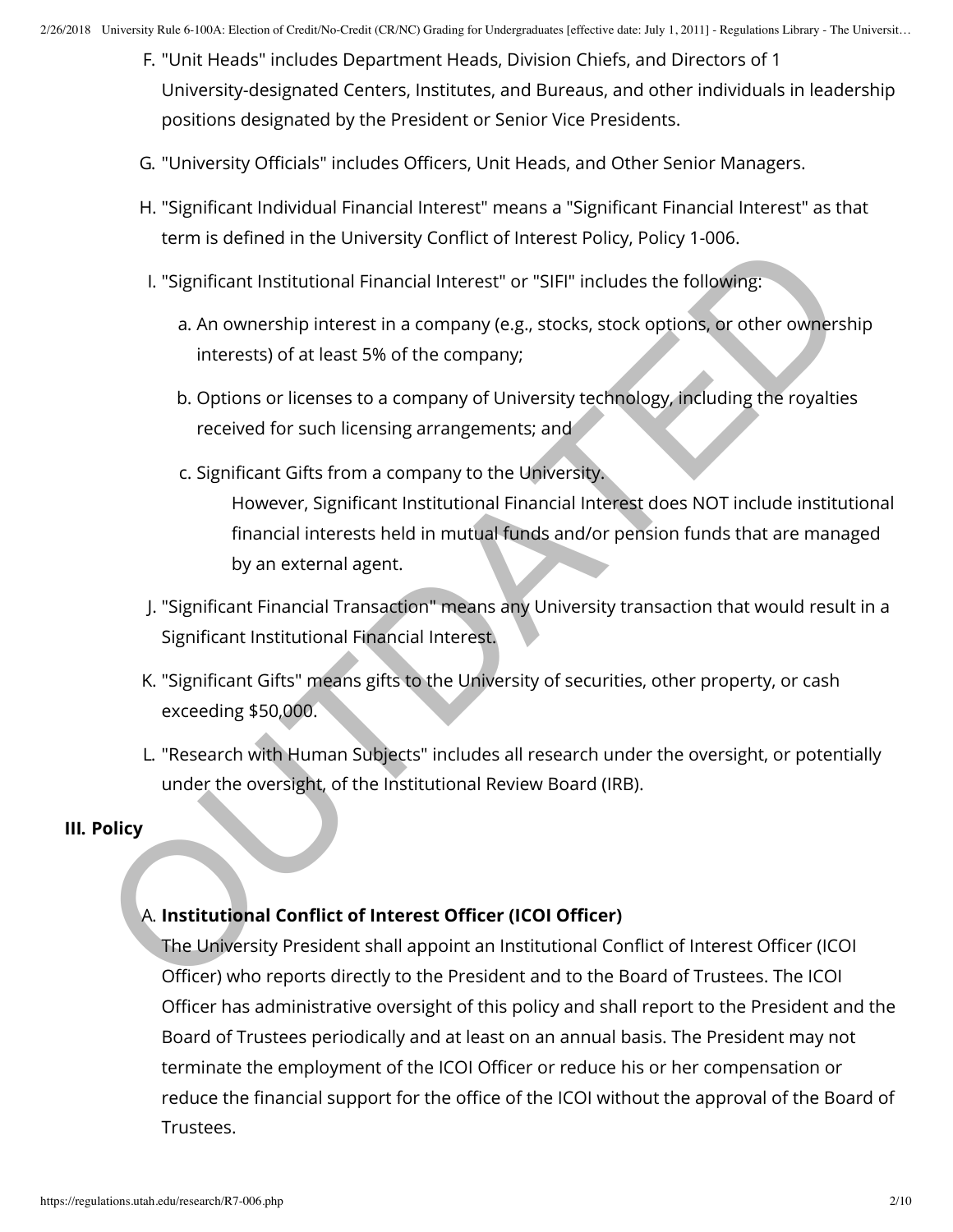F. "Unit Heads" includes Department Heads, Division Chiefs, and Directors of 1 University-designated Centers, Institutes, and Bureaus, and other individuals in leadership positions designated by the President or Senior Vice Presidents.

G. "University Officials" includes Officers, Unit Heads, and Other Senior Managers.

H. "Significant Individual Financial Interest" means a "Significant Financial Interest" as that term is defined in the University Conflict of Interest Policy, Policy 1-006.

I. "Significant Institutional Financial Interest" or "SIFI" includes the following:

   a. An ownership interest in a company (e.g., stocks, stock options, or other ownership interests) of at least 5% of the company;

   b. Options or licenses to a company of University technology, including the royalties received for such licensing arrangements; and

   c. Significant Gifts from a company to the University.

      However, Significant Institutional Financial Interest does NOT include institutional financial interests held in mutual funds and/or pension funds that are managed by an external agent.

J. "Significant Financial Transaction" means any University transaction that would result in a Significant Institutional Financial Interest.

K. "Significant Gifts" means gifts to the University of securities, other property, or cash exceeding $50,000.

L. "Research with Human Subjects" includes all research under the oversight, or potentially under the oversight, of the Institutional Review Board (IRB).

**III. Policy**

A. **Institutional Conflict of Interest Officer (ICOI Officer)**
The University President shall appoint an Institutional Conflict of Interest Officer (ICOI Officer) who reports directly to the President and to the Board of Trustees. The ICOI Officer has administrative oversight of this policy and shall report to the President and the Board of Trustees periodically and at least on an annual basis. The President may not terminate the employment of the ICOI Officer or reduce his or her compensation or reduce the financial support for the office of the ICOI without the approval of the Board of Trustees.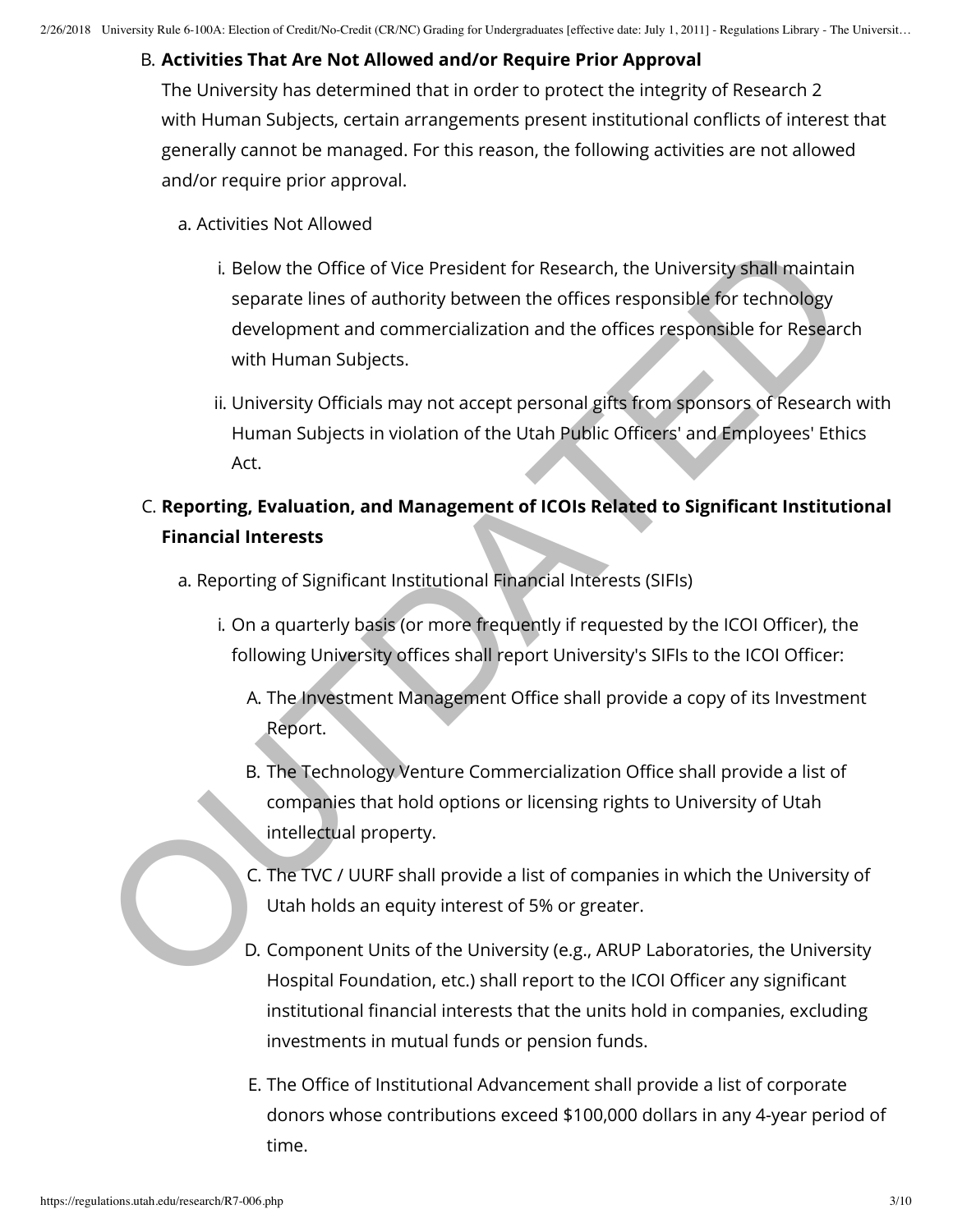B. **Activities That Are Not Allowed and/or Require Prior Approval**

The University has determined that in order to protect the integrity of Research 2 with Human Subjects, certain arrangements present institutional conflicts of interest that generally cannot be managed. For this reason, the following activities are not allowed and/or require prior approval.

a. Activities Not Allowed

i. Below the Office of Vice President for Research, the University shall maintain separate lines of authority between the offices responsible for technology development and commercialization and the offices responsible for Research with Human Subjects.

ii. University Officials may not accept personal gifts from sponsors of Research with Human Subjects in violation of the Utah Public Officers' and Employees' Ethics Act.

C. **Reporting, Evaluation, and Management of ICOIs Related to Significant Institutional Financial Interests**

a. Reporting of Significant Institutional Financial Interests (SIFIs)

i. On a quarterly basis (or more frequently if requested by the ICOI Officer), the following University offices shall report University's SIFIs to the ICOI Officer:

A. The Investment Management Office shall provide a copy of its Investment Report.

B. The Technology Venture Commercialization Office shall provide a list of companies that hold options or licensing rights to University of Utah intellectual property.

C. The TVC / UURF shall provide a list of companies in which the University of Utah holds an equity interest of 5% or greater.

D. Component Units of the University (e.g., ARUP Laboratories, the University Hospital Foundation, etc.) shall report to the ICOI Officer any significant institutional financial interests that the units hold in companies, excluding investments in mutual funds or pension funds.

E. The Office of Institutional Advancement shall provide a list of corporate donors whose contributions exceed $100,000 dollars in any 4-year period of time.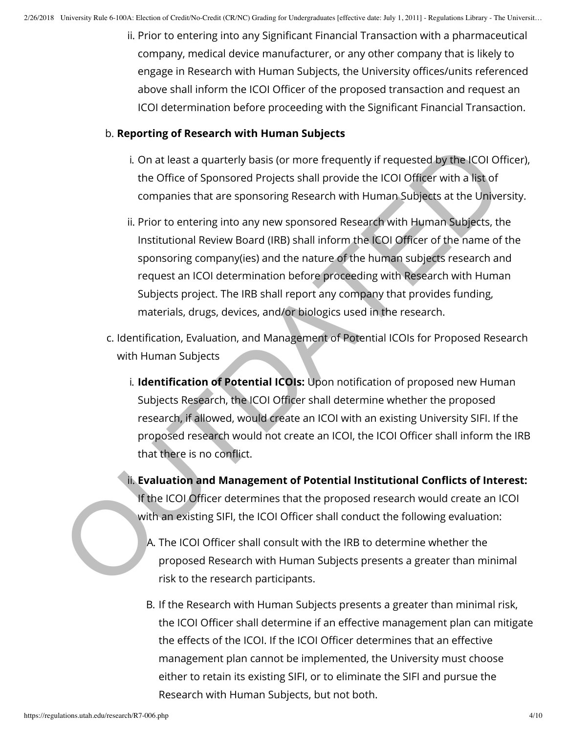ii. Prior to entering into any Significant Financial Transaction with a pharmaceutical company, medical device manufacturer, or any other company that is likely to engage in Research with Human Subjects, the University offices/units referenced above shall inform the ICOI Officer of the proposed transaction and request an ICOI determination before proceeding with the Significant Financial Transaction.

b. **Reporting of Research with Human Subjects**

i. On at least a quarterly basis (or more frequently if requested by the ICOI Officer), the Office of Sponsored Projects shall provide the ICOI Officer with a list of companies that are sponsoring Research with Human Subjects at the University.

ii. Prior to entering into any new sponsored Research with Human Subjects, the Institutional Review Board (IRB) shall inform the ICOI Officer of the name of the sponsoring company(ies) and the nature of the human subjects research and request an ICOI determination before proceeding with Research with Human Subjects project. The IRB shall report any company that provides funding, materials, drugs, devices, and/or biologics used in the research.

c. Identification, Evaluation, and Management of Potential ICOIs for Proposed Research with Human Subjects

i. **Identification of Potential ICOIs:** Upon notification of proposed new Human Subjects Research, the ICOI Officer shall determine whether the proposed research, if allowed, would create an ICOI with an existing University SIFI. If the proposed research would not create an ICOI, the ICOI Officer shall inform the IRB that there is no conflict.

ii. **Evaluation and Management of Potential Institutional Conflicts of Interest:** If the ICOI Officer determines that the proposed research would create an ICOI with an existing SIFI, the ICOI Officer shall conduct the following evaluation:

A. The ICOI Officer shall consult with the IRB to determine whether the proposed Research with Human Subjects presents a greater than minimal risk to the research participants.

B. If the Research with Human Subjects presents a greater than minimal risk, the ICOI Officer shall determine if an effective management plan can mitigate the effects of the ICOI. If the ICOI Officer determines that an effective management plan cannot be implemented, the University must choose either to retain its existing SIFI, or to eliminate the SIFI and pursue the Research with Human Subjects, but not both.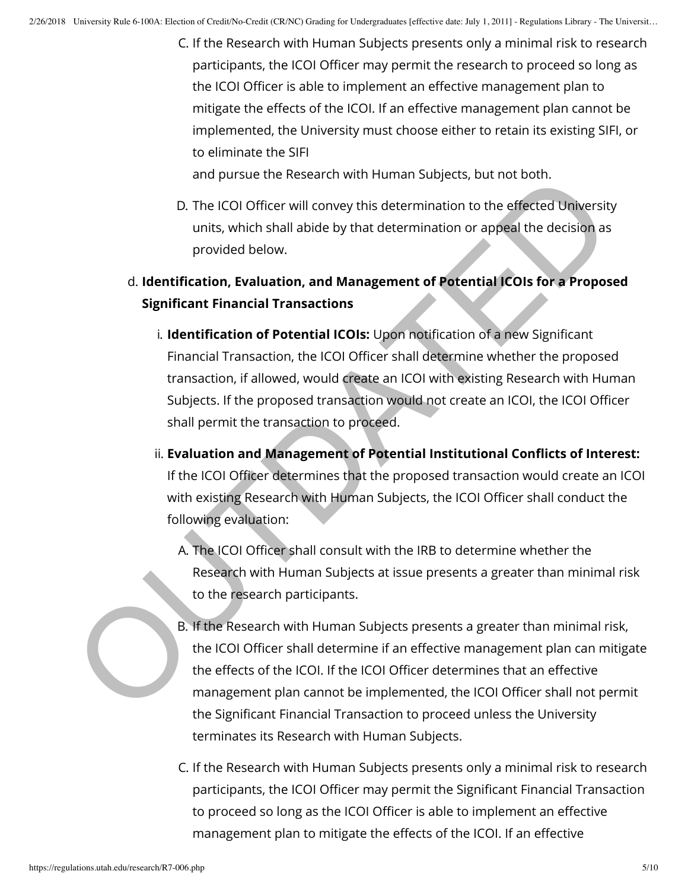C. If the Research with Human Subjects presents only a minimal risk to research participants, the ICOI Officer may permit the research to proceed so long as the ICOI Officer is able to implement an effective management plan to mitigate the effects of the ICOI. If an effective management plan cannot be implemented, the University must choose either to retain its existing SIFI, or to eliminate the SIFI and pursue the Research with Human Subjects, but not both.

D. The ICOI Officer will convey this determination to the effected University units, which shall abide by that determination or appeal the decision as provided below.

d. **Identification, Evaluation, and Management of Potential ICOIs for a Proposed Significant Financial Transactions**

i. **Identification of Potential ICOIs:** Upon notification of a new Significant Financial Transaction, the ICOI Officer shall determine whether the proposed transaction, if allowed, would create an ICOI with existing Research with Human Subjects. If the proposed transaction would not create an ICOI, the ICOI Officer shall permit the transaction to proceed.

ii. **Evaluation and Management of Potential Institutional Conflicts of Interest:** If the ICOI Officer determines that the proposed transaction would create an ICOI with existing Research with Human Subjects, the ICOI Officer shall conduct the following evaluation:

A. The ICOI Officer shall consult with the IRB to determine whether the Research with Human Subjects at issue presents a greater than minimal risk to the research participants.

B. If the Research with Human Subjects presents a greater than minimal risk, the ICOI Officer shall determine if an effective management plan can mitigate the effects of the ICOI. If the ICOI Officer determines that an effective management plan cannot be implemented, the ICOI Officer shall not permit the Significant Financial Transaction to proceed unless the University terminates its Research with Human Subjects.

C. If the Research with Human Subjects presents only a minimal risk to research participants, the ICOI Officer may permit the Significant Financial Transaction to proceed so long as the ICOI Officer is able to implement an effective management plan to mitigate the effects of the ICOI. If an effective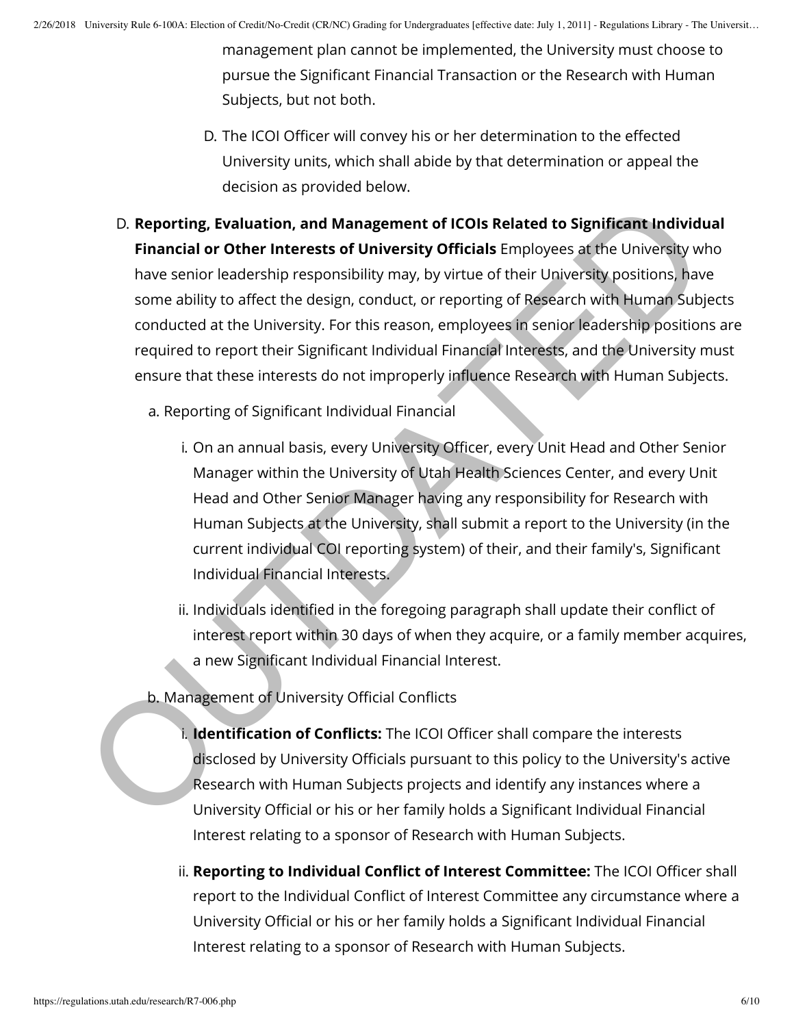management plan cannot be implemented, the University must choose to pursue the Significant Financial Transaction or the Research with Human Subjects, but not both.

D. The ICOI Officer will convey his or her determination to the effected University units, which shall abide by that determination or appeal the decision as provided below.

D. **Reporting, Evaluation, and Management of ICOIs Related to Significant Individual Financial or Other Interests of University Officials** Employees at the University who have senior leadership responsibility may, by virtue of their University positions, have some ability to affect the design, conduct, or reporting of Research with Human Subjects conducted at the University. For this reason, employees in senior leadership positions are required to report their Significant Individual Financial Interests, and the University must ensure that these interests do not improperly influence Research with Human Subjects.

a. Reporting of Significant Individual Financial

i. On an annual basis, every University Officer, every Unit Head and Other Senior Manager within the University of Utah Health Sciences Center, and every Unit Head and Other Senior Manager having any responsibility for Research with Human Subjects at the University, shall submit a report to the University (in the current individual COI reporting system) of their, and their family's, Significant Individual Financial Interests.

ii. Individuals identified in the foregoing paragraph shall update their conflict of interest report within 30 days of when they acquire, or a family member acquires, a new Significant Individual Financial Interest.

b. Management of University Official Conflicts

i. **Identification of Conflicts:** The ICOI Officer shall compare the interests disclosed by University Officials pursuant to this policy to the University's active Research with Human Subjects projects and identify any instances where a University Official or his or her family holds a Significant Individual Financial Interest relating to a sponsor of Research with Human Subjects.

ii. **Reporting to Individual Conflict of Interest Committee:** The ICOI Officer shall report to the Individual Conflict of Interest Committee any circumstance where a University Official or his or her family holds a Significant Individual Financial Interest relating to a sponsor of Research with Human Subjects.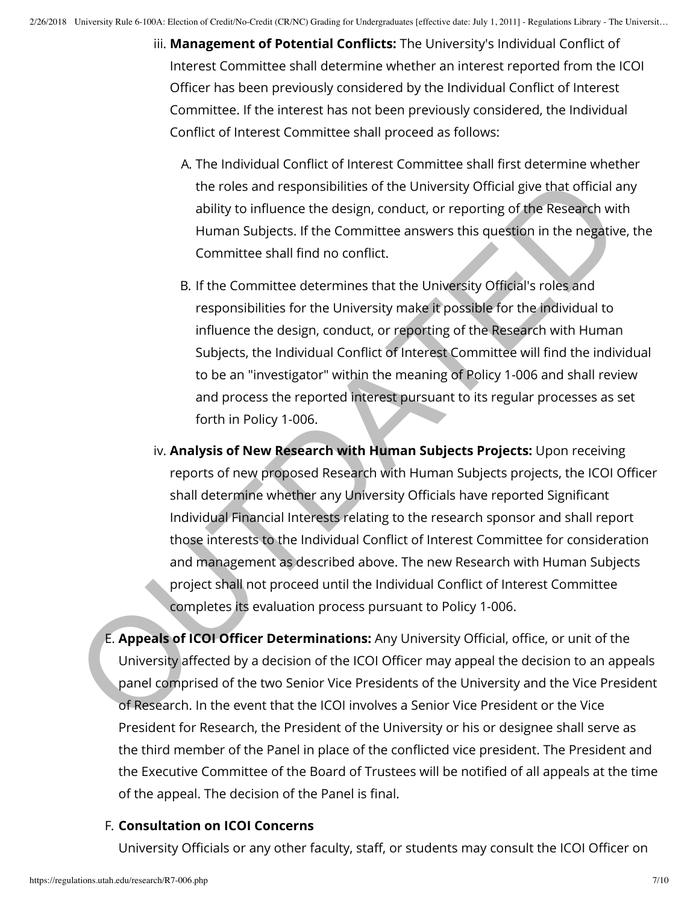iii. **Management of Potential Conflicts:** The University's Individual Conflict of Interest Committee shall determine whether an interest reported from the ICOI Officer has been previously considered by the Individual Conflict of Interest Committee. If the interest has not been previously considered, the Individual Conflict of Interest Committee shall proceed as follows:

   A. The Individual Conflict of Interest Committee shall first determine whether the roles and responsibilities of the University Official give that official any ability to influence the design, conduct, or reporting of the Research with Human Subjects. If the Committee answers this question in the negative, the Committee shall find no conflict.

   B. If the Committee determines that the University Official's roles and responsibilities for the University make it possible for the individual to influence the design, conduct, or reporting of the Research with Human Subjects, the Individual Conflict of Interest Committee will find the individual to be an "investigator" within the meaning of Policy 1-006 and shall review and process the reported interest pursuant to its regular processes as set forth in Policy 1-006.

iv. **Analysis of New Research with Human Subjects Projects:** Upon receiving reports of new proposed Research with Human Subjects projects, the ICOI Officer shall determine whether any University Officials have reported Significant Individual Financial Interests relating to the research sponsor and shall report those interests to the Individual Conflict of Interest Committee for consideration and management as described above. The new Research with Human Subjects project shall not proceed until the Individual Conflict of Interest Committee completes its evaluation process pursuant to Policy 1-006.

E. **Appeals of ICOI Officer Determinations:** Any University Official, office, or unit of the University affected by a decision of the ICOI Officer may appeal the decision to an appeals panel comprised of the two Senior Vice Presidents of the University and the Vice President of Research. In the event that the ICOI involves a Senior Vice President or the Vice President for Research, the President of the University or his or designee shall serve as the third member of the Panel in place of the conflicted vice president. The President and the Executive Committee of the Board of Trustees will be notified of all appeals at the time of the appeal. The decision of the Panel is final.

F. **Consultation on ICOI Concerns**

University Officials or any other faculty, staff, or students may consult the ICOI Officer on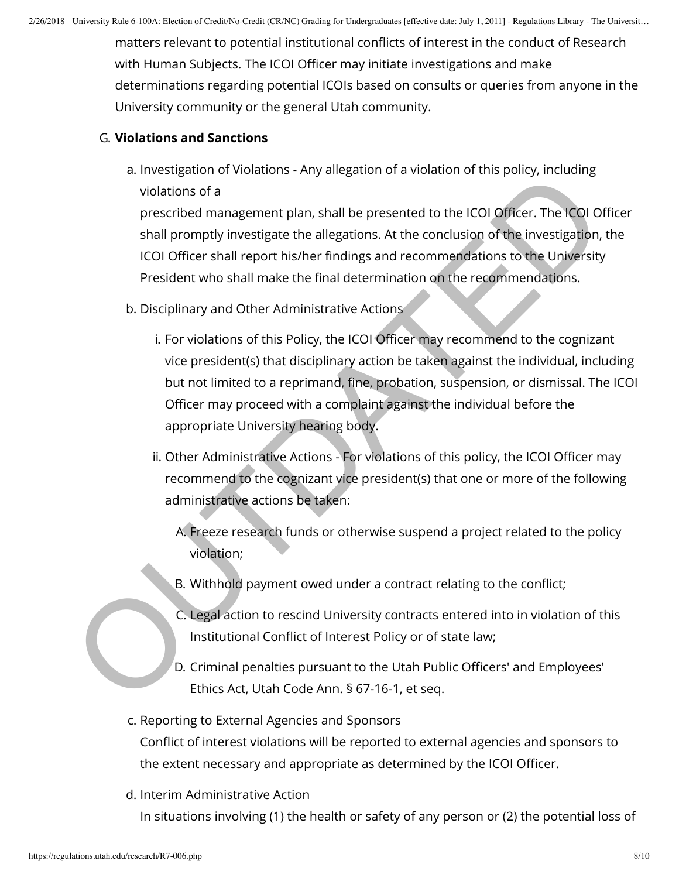matters relevant to potential institutional conflicts of interest in the conduct of Research with Human Subjects. The ICOI Officer may initiate investigations and make determinations regarding potential ICOIs based on consults or queries from anyone in the University community or the general Utah community.

G. **Violations and Sanctions**

a. Investigation of Violations - Any allegation of a violation of this policy, including violations of a prescribed management plan, shall be presented to the ICOI Officer. The ICOI Officer shall promptly investigate the allegations. At the conclusion of the investigation, the ICOI Officer shall report his/her findings and recommendations to the University President who shall make the final determination on the recommendations.

b. Disciplinary and Other Administrative Actions

i. For violations of this Policy, the ICOI Officer may recommend to the cognizant vice president(s) that disciplinary action be taken against the individual, including but not limited to a reprimand, fine, probation, suspension, or dismissal. The ICOI Officer may proceed with a complaint against the individual before the appropriate University hearing body.

ii. Other Administrative Actions - For violations of this policy, the ICOI Officer may recommend to the cognizant vice president(s) that one or more of the following administrative actions be taken:

A. Freeze research funds or otherwise suspend a project related to the policy violation;

B. Withhold payment owed under a contract relating to the conflict;

C. Legal action to rescind University contracts entered into in violation of this Institutional Conflict of Interest Policy or of state law;

D. Criminal penalties pursuant to the Utah Public Officers' and Employees' Ethics Act, Utah Code Ann. § 67-16-1, et seq.

c. Reporting to External Agencies and Sponsors
Conflict of interest violations will be reported to external agencies and sponsors to the extent necessary and appropriate as determined by the ICOI Officer.

d. Interim Administrative Action
In situations involving (1) the health or safety of any person or (2) the potential loss of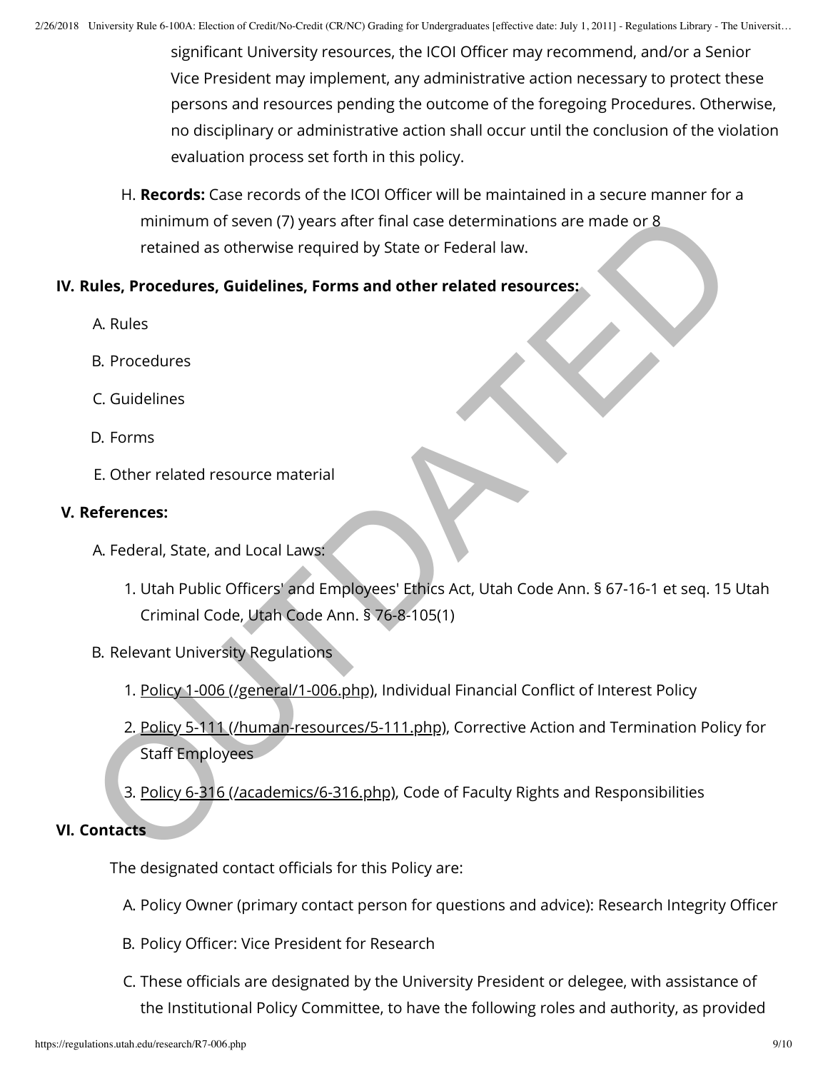significant University resources, the ICOI Officer may recommend, and/or a Senior Vice President may implement, any administrative action necessary to protect these persons and resources pending the outcome of the foregoing Procedures. Otherwise, no disciplinary or administrative action shall occur until the conclusion of the violation evaluation process set forth in this policy.

H. **Records:** Case records of the ICOI Officer will be maintained in a secure manner for a minimum of seven (7) years after final case determinations are made or 8 retained as otherwise required by State or Federal law.

## IV. Rules, Procedures, Guidelines, Forms and other related resources:

A. Rules

B. Procedures

C. Guidelines

D. Forms

E. Other related resource material

## V. References:

A. Federal, State, and Local Laws:

1. Utah Public Officers' and Employees' Ethics Act, Utah Code Ann. § 67-16-1 et seq. 15 Utah Criminal Code, Utah Code Ann. § 76-8-105(1)

B. Relevant University Regulations

1. Policy 1-006 (/general/1-006.php), Individual Financial Conflict of Interest Policy
2. Policy 5-111 (/human-resources/5-111.php), Corrective Action and Termination Policy for Staff Employees
3. Policy 6-316 (/academics/6-316.php), Code of Faculty Rights and Responsibilities

## VI. Contacts

The designated contact officials for this Policy are:

A. Policy Owner (primary contact person for questions and advice): Research Integrity Officer

B. Policy Officer: Vice President for Research

C. These officials are designated by the University President or delegee, with assistance of the Institutional Policy Committee, to have the following roles and authority, as provided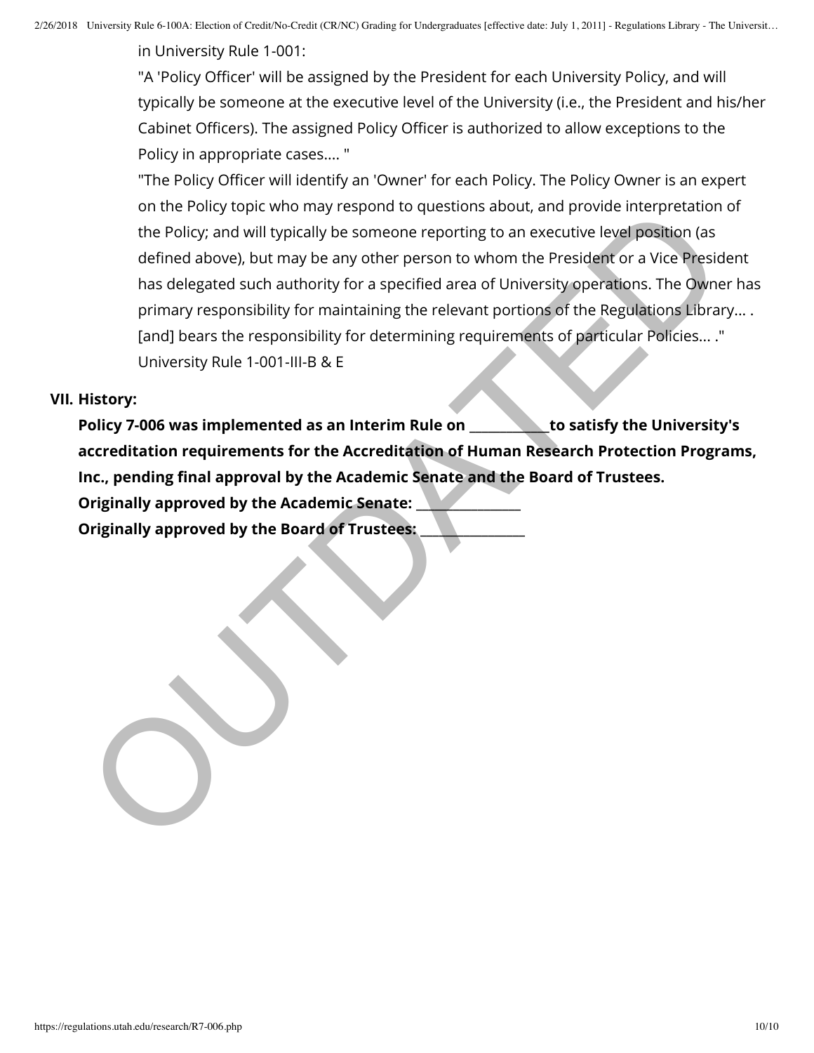in University Rule 1-001:

"A 'Policy Officer' will be assigned by the President for each University Policy, and will typically be someone at the executive level of the University (i.e., the President and his/her Cabinet Officers). The assigned Policy Officer is authorized to allow exceptions to the Policy in appropriate cases.... "

"The Policy Officer will identify an 'Owner' for each Policy. The Policy Owner is an expert on the Policy topic who may respond to questions about, and provide interpretation of the Policy; and will typically be someone reporting to an executive level position (as defined above), but may be any other person to whom the President or a Vice President has delegated such authority for a specified area of University operations. The Owner has primary responsibility for maintaining the relevant portions of the Regulations Library... . [and] bears the responsibility for determining requirements of particular Policies... ." University Rule 1-001-III-B & E

## VII. History:

**Policy 7-006 was implemented as an Interim Rule on ____________to satisfy the University's accreditation requirements for the Accreditation of Human Research Protection Programs, Inc., pending final approval by the Academic Senate and the Board of Trustees.**

**Originally approved by the Academic Senate: ________________**

**Originally approved by the Board of Trustees: ________________**

OUTDATED